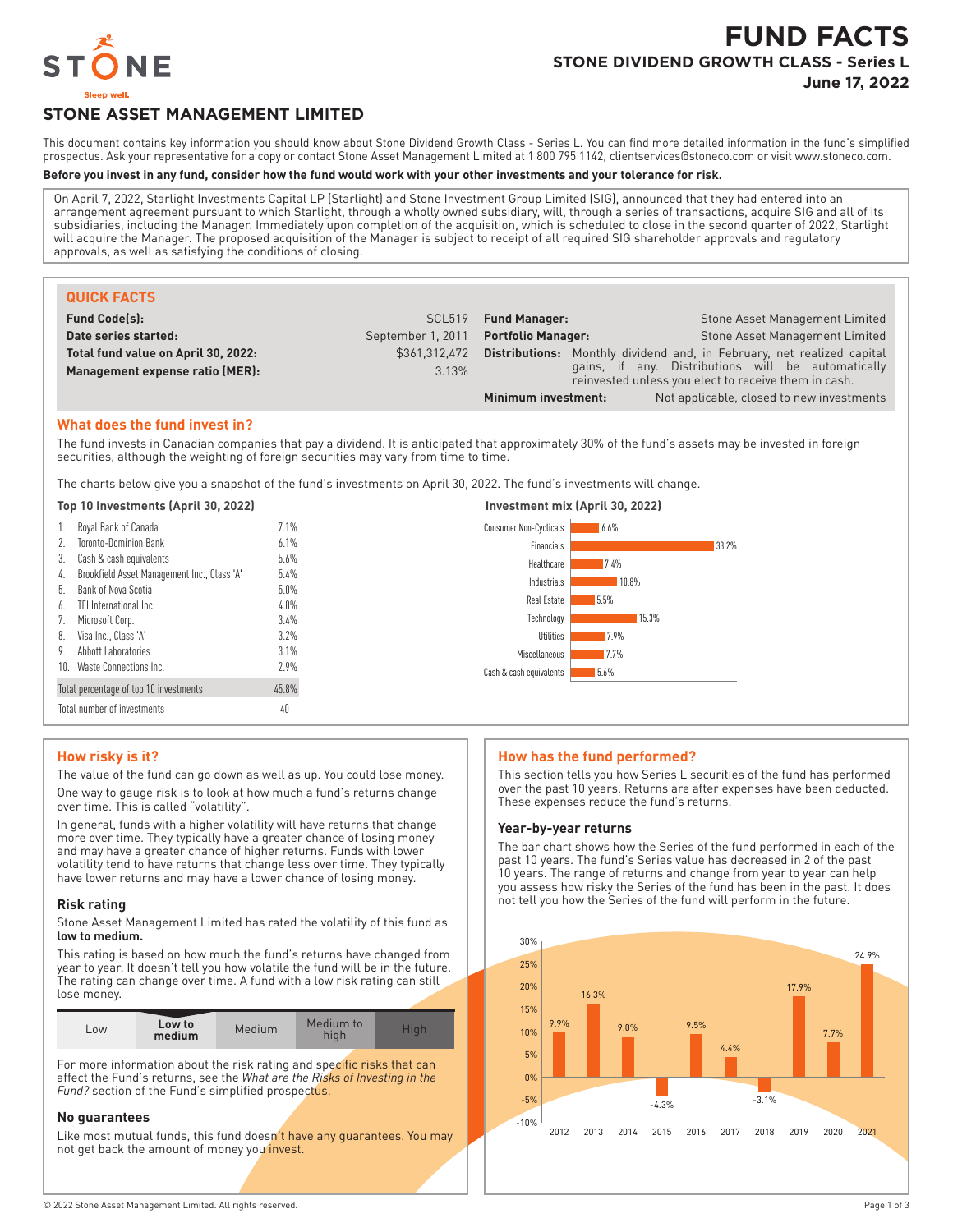# FUND FACTS

## STONE DIVIDEND GROWTH CLASS - Series L

**June 17, 2022**

## STONE ASSET MANAGEMENT LIMITED

This document contains key information you should know about Stone Dividend Growth Class - Series L. You can find more detailed information in the fund's simplified prospectus. Ask your representative for a copy or contact Stone Asset Management Limited at 1 800 795 1142, clientservices@stoneco.com or visit www.stoneco.com.

**Before you invest in any fund, consider how the fund would work with your other investments and your tolerance for risk.**

On April 7, 2022, Starlight Investments Capital LP (Starlight) and Stone Investment Group Limited (SIG), announced that they had entered into an arrangement agreement pursuant to which Starlight, through a wholly owned subsidiary, will, through a series of transactions, acquire SIG and all of its subsidiaries, including the Manager. Immediately upon completion of the acquisition, which is scheduled to close in the second quarter of 2022, Starlight will acquire the Manager. The proposed acquisition of the Manager is subject to receipt of all required SIG shareholder approvals and regulatory approvals, as well as satisfying the conditions of closing.

### QUICK FACTS

| | | | |
|---|---|---|---|
| **Fund Code(s):** | SCL519 | **Fund Manager:** | Stone Asset Management Limited |
| **Date series started:** | September 1, 2011 | **Portfolio Manager:** | Stone Asset Management Limited |
| **Total fund value on April 30, 2022:** | $361,312,472 | **Distributions:** | Monthly dividend and, in February, net realized capital gains, if any. Distributions will be automatically reinvested unless you elect to receive them in cash. |
| **Management expense ratio (MER):** | 3.13% | **Minimum investment:** | Not applicable, closed to new investments |

### What does the fund invest in?

The fund invests in Canadian companies that pay a dividend. It is anticipated that approximately 30% of the fund's assets may be invested in foreign securities, although the weighting of foreign securities may vary from time to time.

The charts below give you a snapshot of the fund's investments on April 30, 2022. The fund's investments will change.

**Top 10 Investments (April 30, 2022)**

| | | |
|---|---|---|
| 1. | Royal Bank of Canada | 7.1% |
| 2. | Toronto-Dominion Bank | 6.1% |
| 3. | Cash & cash equivalents | 5.6% |
| 4. | Brookfield Asset Management Inc., Class 'A' | 5.4% |
| 5. | Bank of Nova Scotia | 5.0% |
| 6. | TFI International Inc. | 4.0% |
| 7. | Microsoft Corp. | 3.4% |
| 8. | Visa Inc., Class 'A' | 3.2% |
| 9. | Abbott Laboratories | 3.1% |
| 10. | Waste Connections Inc. | 2.9% |
| | Total percentage of top 10 investments | 45.8% |
| | Total number of investments | 40 |

**Investment mix (April 30, 2022)**

| Sector | % |
|---|---|
| Consumer Non-Cyclicals | 6.6% |
| Financials | 33.2% |
| Healthcare | 7.4% |
| Industrials | 10.8% |
| Real Estate | 5.5% |
| Technology | 15.3% |
| Utilities | 7.9% |
| Miscellaneous | 7.7% |
| Cash & cash equivalents | 5.6% |

### How risky is it?

The value of the fund can go down as well as up. You could lose money.

One way to gauge risk is to look at how much a fund's returns change over time. This is called "volatility".

In general, funds with a higher volatility will have returns that change more over time. They typically have a greater chance of losing money and may have a greater chance of higher returns. Funds with lower volatility tend to have returns that change less over time. They typically have lower returns and may have a lower chance of losing money.

#### Risk rating

Stone Asset Management Limited has rated the volatility of this fund as **low to medium.**

This rating is based on how much the fund's returns have changed from year to year. It doesn't tell you how volatile the fund will be in the future. The rating can change over time. A fund with a low risk rating can still lose money.

| Low | **Low to medium** | Medium | Medium to high | High |
|---|---|---|---|---|

For more information about the risk rating and specific risks that can affect the Fund's returns, see the *What are the Risks of Investing in the Fund?* section of the Fund's simplified prospectus.

#### No guarantees

Like most mutual funds, this fund doesn't have any guarantees. You may not get back the amount of money you invest.

### How has the fund performed?

This section tells you how Series L securities of the fund has performed over the past 10 years. Returns are after expenses have been deducted. These expenses reduce the fund's returns.

#### Year-by-year returns

The bar chart shows how the Series of the fund performed in each of the past 10 years. The fund's Series value has decreased in 2 of the past 10 years. The range of returns and change from year to year can help you assess how risky the Series of the fund has been in the past. It does not tell you how the Series of the fund will perform in the future.

| 2012 | 2013 | 2014 | 2015 | 2016 | 2017 | 2018 | 2019 | 2020 | 2021 |
|---|---|---|---|---|---|---|---|---|---|
| 9.9% | 16.3% | 9.0% | -4.3% | 9.5% | 4.4% | -3.1% | 17.9% | 7.7% | 24.9% |

© 2022 Stone Asset Management Limited. All rights reserved.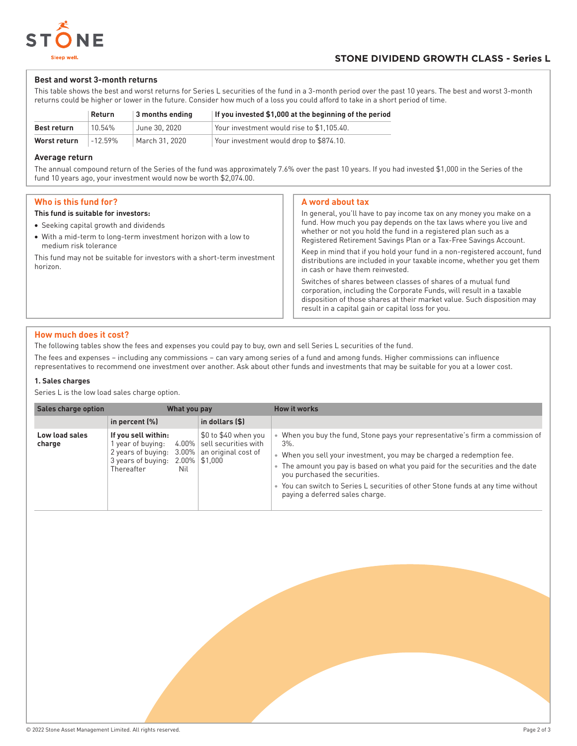### Best and worst 3-month returns

This table shows the best and worst returns for Series L securities of the fund in a 3-month period over the past 10 years. The best and worst 3-month returns could be higher or lower in the future. Consider how much of a loss you could afford to take in a short period of time.

| | Return | 3 months ending | If you invested $1,000 at the beginning of the period |
|---|---|---|---|
| **Best return** | 10.54% | June 30, 2020 | Your investment would rise to $1,105.40. |
| **Worst return** | -12.59% | March 31, 2020 | Your investment would drop to $874.10. |

### Average return

The annual compound return of the Series of the fund was approximately 7.6% over the past 10 years. If you had invested $1,000 in the Series of the fund 10 years ago, your investment would now be worth $2,074.00.

## Who is this fund for?

**This fund is suitable for investors:**

- Seeking capital growth and dividends
- With a mid-term to long-term investment horizon with a low to medium risk tolerance

This fund may not be suitable for investors with a short-term investment horizon.

## A word about tax

In general, you'll have to pay income tax on any money you make on a fund. How much you pay depends on the tax laws where you live and whether or not you hold the fund in a registered plan such as a Registered Retirement Savings Plan or a Tax-Free Savings Account.

Keep in mind that if you hold your fund in a non-registered account, fund distributions are included in your taxable income, whether you get them in cash or have them reinvested.

Switches of shares between classes of shares of a mutual fund corporation, including the Corporate Funds, will result in a taxable disposition of those shares at their market value. Such disposition may result in a capital gain or capital loss for you.

## How much does it cost?

The following tables show the fees and expenses you could pay to buy, own and sell Series L securities of the fund.

The fees and expenses – including any commissions – can vary among series of a fund and among funds. Higher commissions can influence representatives to recommend one investment over another. Ask about other funds and investments that may be suitable for you at a lower cost.

### 1. Sales charges

Series L is the low load sales charge option.

| Sales charge option | What you pay | | How it works |
|---|---|---|---|
| | in percent (%) | in dollars ($) | |
| **Low load sales charge** | **If you sell within:**<br>1 year of buying: 4.00%<br>2 years of buying: 3.00%<br>3 years of buying: 2.00%<br>Thereafter Nil | $0 to $40 when you sell securities with an original cost of $1,000 | • When you buy the fund, Stone pays your representative's firm a commission of 3%.<br>• When you sell your investment, you may be charged a redemption fee.<br>• The amount you pay is based on what you paid for the securities and the date you purchased the securities.<br>• You can switch to Series L securities of other Stone funds at any time without paying a deferred sales charge. |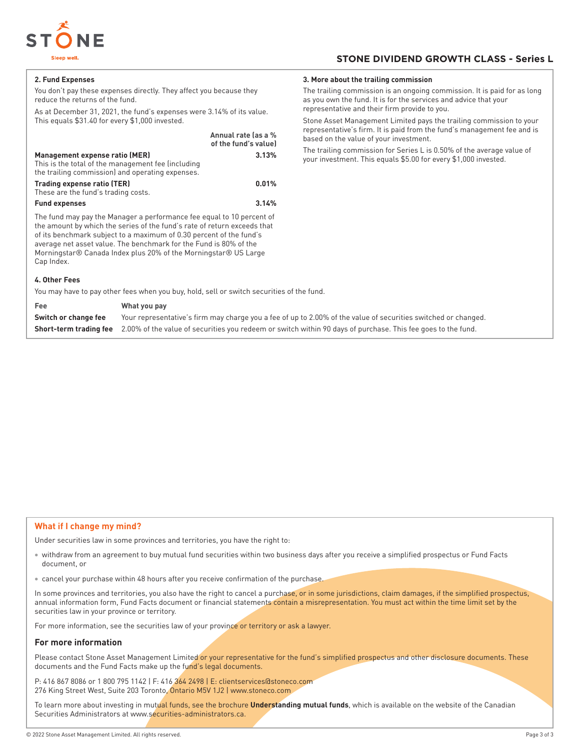# STONE DIVIDEND GROWTH CLASS - Series L

### 2. Fund Expenses

You don't pay these expenses directly. They affect you because they reduce the returns of the fund.

As at December 31, 2021, the fund's expenses were 3.14% of its value. This equals $31.40 for every $1,000 invested.

| | Annual rate (as a % of the fund's value) |
|---|---|
| **Management expense ratio (MER)**<br>This is the total of the management fee (including the trailing commission) and operating expenses. | **3.13%** |
| **Trading expense ratio (TER)**<br>These are the fund's trading costs. | **0.01%** |
| **Fund expenses** | **3.14%** |

The fund may pay the Manager a performance fee equal to 10 percent of the amount by which the series of the fund's rate of return exceeds that of its benchmark subject to a maximum of 0.30 percent of the fund's average net asset value. The benchmark for the Fund is 80% of the Morningstar® Canada Index plus 20% of the Morningstar® US Large Cap Index.

### 3. More about the trailing commission

The trailing commission is an ongoing commission. It is paid for as long as you own the fund. It is for the services and advice that your representative and their firm provide to you.

Stone Asset Management Limited pays the trailing commission to your representative's firm. It is paid from the fund's management fee and is based on the value of your investment.

The trailing commission for Series L is 0.50% of the average value of your investment. This equals $5.00 for every $1,000 invested.

### 4. Other Fees

You may have to pay other fees when you buy, hold, sell or switch securities of the fund.

| Fee | What you pay |
|---|---|
| **Switch or change fee** | Your representative's firm may charge you a fee of up to 2.00% of the value of securities switched or changed. |
| **Short-term trading fee** | 2.00% of the value of securities you redeem or switch within 90 days of purchase. This fee goes to the fund. |

## What if I change my mind?

Under securities law in some provinces and territories, you have the right to:

- withdraw from an agreement to buy mutual fund securities within two business days after you receive a simplified prospectus or Fund Facts document, or
- cancel your purchase within 48 hours after you receive confirmation of the purchase.

In some provinces and territories, you also have the right to cancel a purchase, or in some jurisdictions, claim damages, if the simplified prospectus, annual information form, Fund Facts document or financial statements contain a misrepresentation. You must act within the time limit set by the securities law in your province or territory.

For more information, see the securities law of your province or territory or ask a lawyer.

## For more information

Please contact Stone Asset Management Limited or your representative for the fund's simplified prospectus and other disclosure documents. These documents and the Fund Facts make up the fund's legal documents.

P: 416 867 8086 or 1 800 795 1142 | F: 416 364 2498 | E: clientservices@stoneco.com
276 King Street West, Suite 203 Toronto, Ontario M5V 1J2 | www.stoneco.com

To learn more about investing in mutual funds, see the brochure **Understanding mutual funds**, which is available on the website of the Canadian Securities Administrators at www.securities-administrators.ca.

© 2022 Stone Asset Management Limited. All rights reserved.